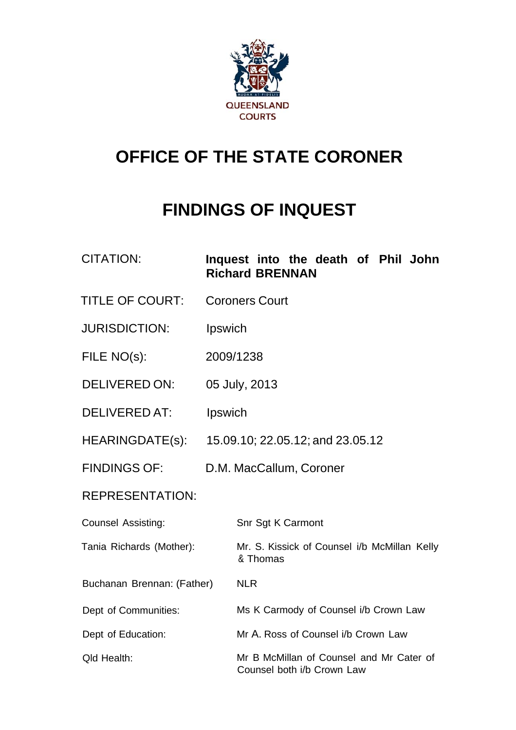QUEENSLAND COURTS

# OFFICE OF THE STATE CORONER

# FINDINGS OF INQUEST

| | |
|---|---|
| CITATION: | **Inquest into the death of Phil John Richard BRENNAN** |
| TITLE OF COURT: | Coroners Court |
| JURISDICTION: | Ipswich |
| FILE NO(s): | 2009/1238 |
| DELIVERED ON: | 05 July, 2013 |
| DELIVERED AT: | Ipswich |
| HEARINGDATE(s): | 15.09.10; 22.05.12; and 23.05.12 |
| FINDINGS OF: | D.M. MacCallum, Coroner |
| REPRESENTATION: | |

| | |
|---|---|
| Counsel Assisting: | Snr Sgt K Carmont |
| Tania Richards (Mother): | Mr. S. Kissick of Counsel i/b McMillan Kelly & Thomas |
| Buchanan Brennan: (Father) | NLR |
| Dept of Communities: | Ms K Carmody of Counsel i/b Crown Law |
| Dept of Education: | Mr A. Ross of Counsel i/b Crown Law |
| Qld Health: | Mr B McMillan of Counsel and Mr Cater of Counsel both i/b Crown Law |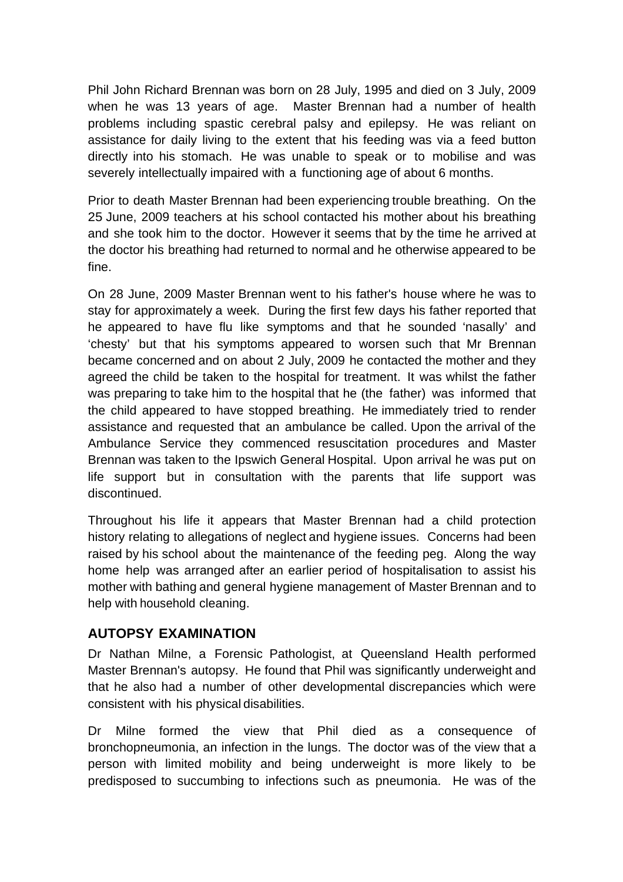Phil John Richard Brennan was born on 28 July, 1995 and died on 3 July, 2009 when he was 13 years of age. Master Brennan had a number of health problems including spastic cerebral palsy and epilepsy. He was reliant on assistance for daily living to the extent that his feeding was via a feed button directly into his stomach. He was unable to speak or to mobilise and was severely intellectually impaired with a functioning age of about 6 months.

Prior to death Master Brennan had been experiencing trouble breathing. On the 25 June, 2009 teachers at his school contacted his mother about his breathing and she took him to the doctor. However it seems that by the time he arrived at the doctor his breathing had returned to normal and he otherwise appeared to be fine.

On 28 June, 2009 Master Brennan went to his father's house where he was to stay for approximately a week. During the first few days his father reported that he appeared to have flu like symptoms and that he sounded 'nasally' and 'chesty' but that his symptoms appeared to worsen such that Mr Brennan became concerned and on about 2 July, 2009 he contacted the mother and they agreed the child be taken to the hospital for treatment. It was whilst the father was preparing to take him to the hospital that he (the father) was informed that the child appeared to have stopped breathing. He immediately tried to render assistance and requested that an ambulance be called. Upon the arrival of the Ambulance Service they commenced resuscitation procedures and Master Brennan was taken to the Ipswich General Hospital. Upon arrival he was put on life support but in consultation with the parents that life support was discontinued.

Throughout his life it appears that Master Brennan had a child protection history relating to allegations of neglect and hygiene issues. Concerns had been raised by his school about the maintenance of the feeding peg. Along the way home help was arranged after an earlier period of hospitalisation to assist his mother with bathing and general hygiene management of Master Brennan and to help with household cleaning.

## AUTOPSY EXAMINATION

Dr Nathan Milne, a Forensic Pathologist, at Queensland Health performed Master Brennan's autopsy. He found that Phil was significantly underweight and that he also had a number of other developmental discrepancies which were consistent with his physical disabilities.

Dr Milne formed the view that Phil died as a consequence of bronchopneumonia, an infection in the lungs. The doctor was of the view that a person with limited mobility and being underweight is more likely to be predisposed to succumbing to infections such as pneumonia. He was of the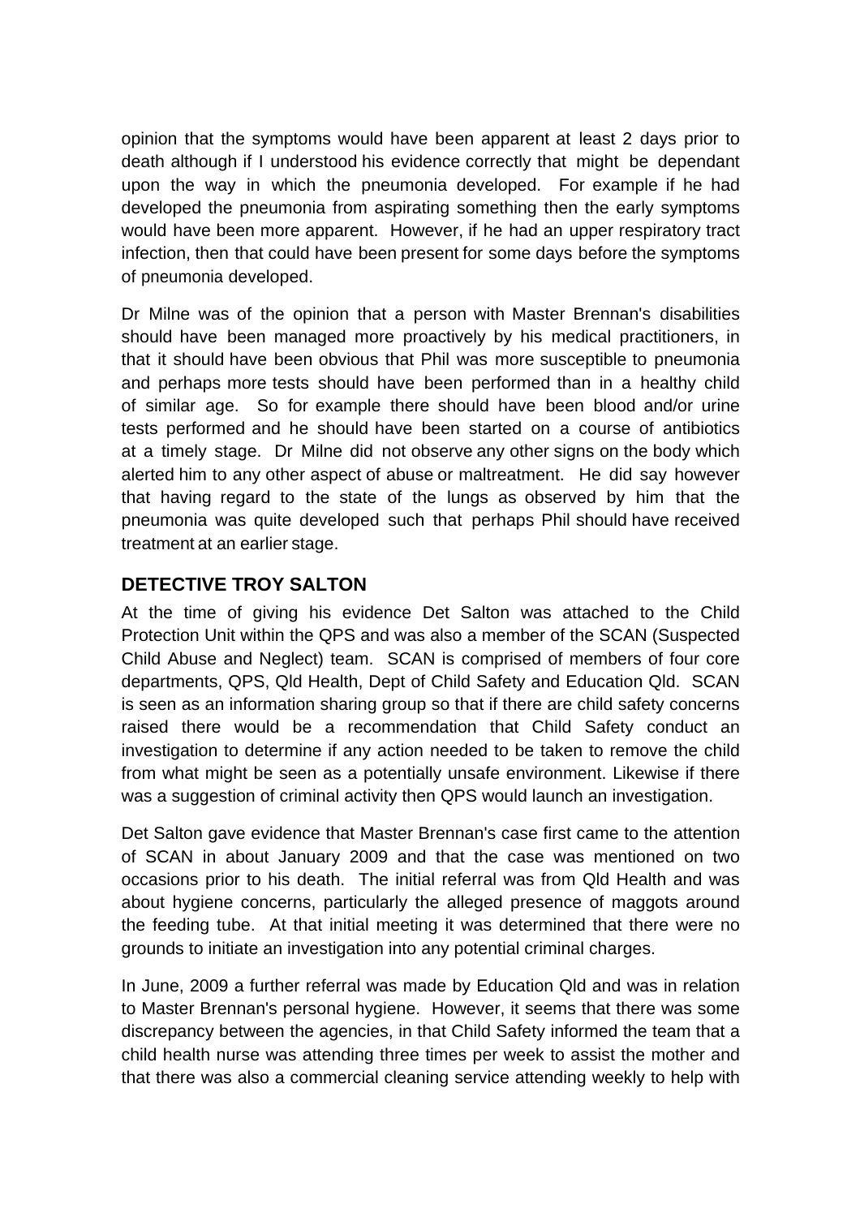opinion that the symptoms would have been apparent at least 2 days prior to death although if I understood his evidence correctly that might be dependant upon the way in which the pneumonia developed. For example if he had developed the pneumonia from aspirating something then the early symptoms would have been more apparent. However, if he had an upper respiratory tract infection, then that could have been present for some days before the symptoms of pneumonia developed.

Dr Milne was of the opinion that a person with Master Brennan's disabilities should have been managed more proactively by his medical practitioners, in that it should have been obvious that Phil was more susceptible to pneumonia and perhaps more tests should have been performed than in a healthy child of similar age. So for example there should have been blood and/or urine tests performed and he should have been started on a course of antibiotics at a timely stage. Dr Milne did not observe any other signs on the body which alerted him to any other aspect of abuse or maltreatment. He did say however that having regard to the state of the lungs as observed by him that the pneumonia was quite developed such that perhaps Phil should have received treatment at an earlier stage.

## DETECTIVE TROY SALTON

At the time of giving his evidence Det Salton was attached to the Child Protection Unit within the QPS and was also a member of the SCAN (Suspected Child Abuse and Neglect) team. SCAN is comprised of members of four core departments, QPS, Qld Health, Dept of Child Safety and Education Qld. SCAN is seen as an information sharing group so that if there are child safety concerns raised there would be a recommendation that Child Safety conduct an investigation to determine if any action needed to be taken to remove the child from what might be seen as a potentially unsafe environment. Likewise if there was a suggestion of criminal activity then QPS would launch an investigation.

Det Salton gave evidence that Master Brennan's case first came to the attention of SCAN in about January 2009 and that the case was mentioned on two occasions prior to his death. The initial referral was from Qld Health and was about hygiene concerns, particularly the alleged presence of maggots around the feeding tube. At that initial meeting it was determined that there were no grounds to initiate an investigation into any potential criminal charges.

In June, 2009 a further referral was made by Education Qld and was in relation to Master Brennan's personal hygiene. However, it seems that there was some discrepancy between the agencies, in that Child Safety informed the team that a child health nurse was attending three times per week to assist the mother and that there was also a commercial cleaning service attending weekly to help with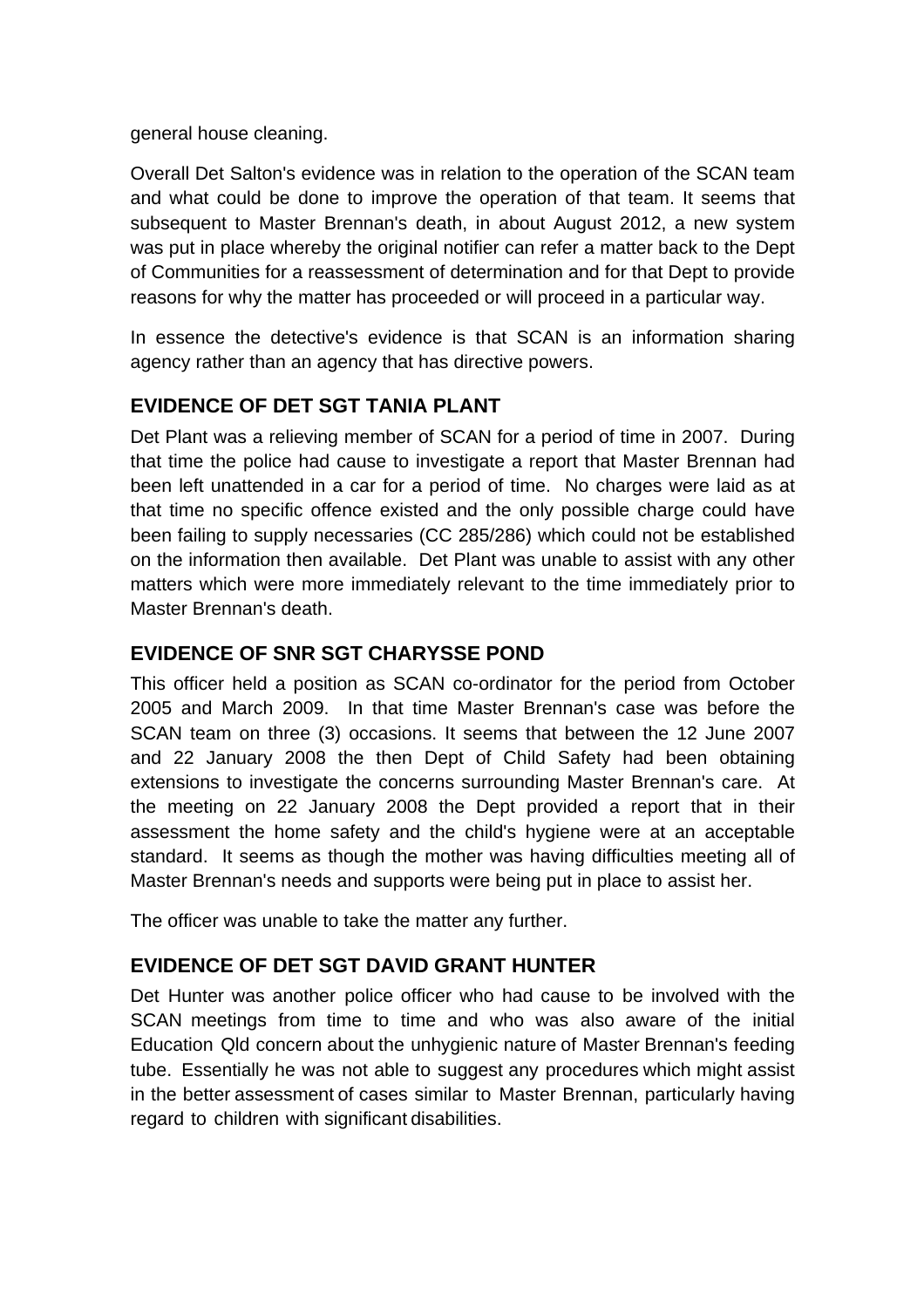general house cleaning.

Overall Det Salton's evidence was in relation to the operation of the SCAN team and what could be done to improve the operation of that team. It seems that subsequent to Master Brennan's death, in about August 2012, a new system was put in place whereby the original notifier can refer a matter back to the Dept of Communities for a reassessment of determination and for that Dept to provide reasons for why the matter has proceeded or will proceed in a particular way.

In essence the detective's evidence is that SCAN is an information sharing agency rather than an agency that has directive powers.

## EVIDENCE OF DET SGT TANIA PLANT

Det Plant was a relieving member of SCAN for a period of time in 2007. During that time the police had cause to investigate a report that Master Brennan had been left unattended in a car for a period of time. No charges were laid as at that time no specific offence existed and the only possible charge could have been failing to supply necessaries (CC 285/286) which could not be established on the information then available. Det Plant was unable to assist with any other matters which were more immediately relevant to the time immediately prior to Master Brennan's death.

## EVIDENCE OF SNR SGT CHARYSSE POND

This officer held a position as SCAN co-ordinator for the period from October 2005 and March 2009. In that time Master Brennan's case was before the SCAN team on three (3) occasions. It seems that between the 12 June 2007 and 22 January 2008 the then Dept of Child Safety had been obtaining extensions to investigate the concerns surrounding Master Brennan's care. At the meeting on 22 January 2008 the Dept provided a report that in their assessment the home safety and the child's hygiene were at an acceptable standard. It seems as though the mother was having difficulties meeting all of Master Brennan's needs and supports were being put in place to assist her.

The officer was unable to take the matter any further.

## EVIDENCE OF DET SGT DAVID GRANT HUNTER

Det Hunter was another police officer who had cause to be involved with the SCAN meetings from time to time and who was also aware of the initial Education Qld concern about the unhygienic nature of Master Brennan's feeding tube. Essentially he was not able to suggest any procedures which might assist in the better assessment of cases similar to Master Brennan, particularly having regard to children with significant disabilities.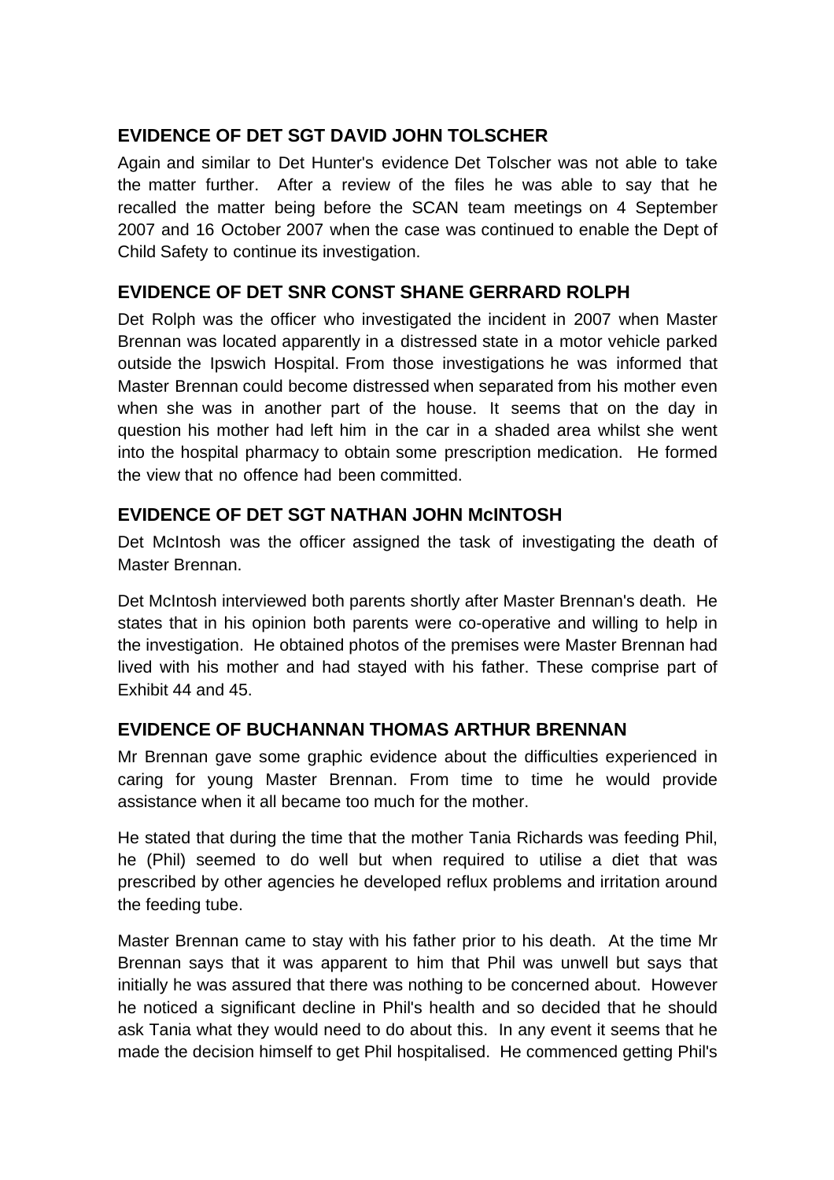## EVIDENCE OF DET SGT DAVID JOHN TOLSCHER

Again and similar to Det Hunter's evidence Det Tolscher was not able to take the matter further. After a review of the files he was able to say that he recalled the matter being before the SCAN team meetings on 4 September 2007 and 16 October 2007 when the case was continued to enable the Dept of Child Safety to continue its investigation.

## EVIDENCE OF DET SNR CONST SHANE GERRARD ROLPH

Det Rolph was the officer who investigated the incident in 2007 when Master Brennan was located apparently in a distressed state in a motor vehicle parked outside the Ipswich Hospital. From those investigations he was informed that Master Brennan could become distressed when separated from his mother even when she was in another part of the house. It seems that on the day in question his mother had left him in the car in a shaded area whilst she went into the hospital pharmacy to obtain some prescription medication. He formed the view that no offence had been committed.

## EVIDENCE OF DET SGT NATHAN JOHN McINTOSH

Det McIntosh was the officer assigned the task of investigating the death of Master Brennan.

Det McIntosh interviewed both parents shortly after Master Brennan's death. He states that in his opinion both parents were co-operative and willing to help in the investigation. He obtained photos of the premises were Master Brennan had lived with his mother and had stayed with his father. These comprise part of Exhibit 44 and 45.

## EVIDENCE OF BUCHANNAN THOMAS ARTHUR BRENNAN

Mr Brennan gave some graphic evidence about the difficulties experienced in caring for young Master Brennan. From time to time he would provide assistance when it all became too much for the mother.

He stated that during the time that the mother Tania Richards was feeding Phil, he (Phil) seemed to do well but when required to utilise a diet that was prescribed by other agencies he developed reflux problems and irritation around the feeding tube.

Master Brennan came to stay with his father prior to his death. At the time Mr Brennan says that it was apparent to him that Phil was unwell but says that initially he was assured that there was nothing to be concerned about. However he noticed a significant decline in Phil's health and so decided that he should ask Tania what they would need to do about this. In any event it seems that he made the decision himself to get Phil hospitalised. He commenced getting Phil's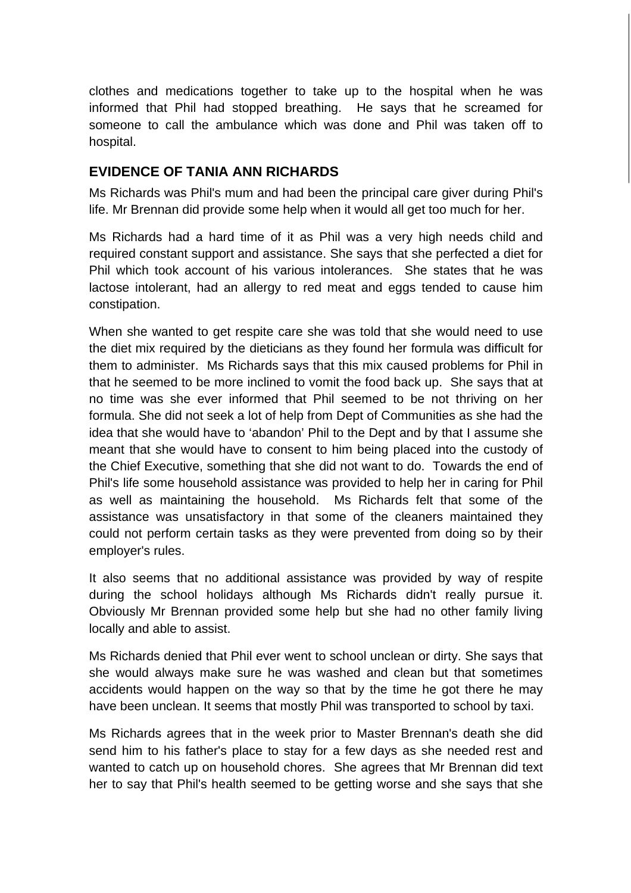clothes and medications together to take up to the hospital when he was informed that Phil had stopped breathing. He says that he screamed for someone to call the ambulance which was done and Phil was taken off to hospital.

## EVIDENCE OF TANIA ANN RICHARDS

Ms Richards was Phil's mum and had been the principal care giver during Phil's life. Mr Brennan did provide some help when it would all get too much for her.

Ms Richards had a hard time of it as Phil was a very high needs child and required constant support and assistance. She says that she perfected a diet for Phil which took account of his various intolerances. She states that he was lactose intolerant, had an allergy to red meat and eggs tended to cause him constipation.

When she wanted to get respite care she was told that she would need to use the diet mix required by the dieticians as they found her formula was difficult for them to administer. Ms Richards says that this mix caused problems for Phil in that he seemed to be more inclined to vomit the food back up. She says that at no time was she ever informed that Phil seemed to be not thriving on her formula. She did not seek a lot of help from Dept of Communities as she had the idea that she would have to 'abandon' Phil to the Dept and by that I assume she meant that she would have to consent to him being placed into the custody of the Chief Executive, something that she did not want to do. Towards the end of Phil's life some household assistance was provided to help her in caring for Phil as well as maintaining the household. Ms Richards felt that some of the assistance was unsatisfactory in that some of the cleaners maintained they could not perform certain tasks as they were prevented from doing so by their employer's rules.

It also seems that no additional assistance was provided by way of respite during the school holidays although Ms Richards didn't really pursue it. Obviously Mr Brennan provided some help but she had no other family living locally and able to assist.

Ms Richards denied that Phil ever went to school unclean or dirty. She says that she would always make sure he was washed and clean but that sometimes accidents would happen on the way so that by the time he got there he may have been unclean. It seems that mostly Phil was transported to school by taxi.

Ms Richards agrees that in the week prior to Master Brennan's death she did send him to his father's place to stay for a few days as she needed rest and wanted to catch up on household chores. She agrees that Mr Brennan did text her to say that Phil's health seemed to be getting worse and she says that she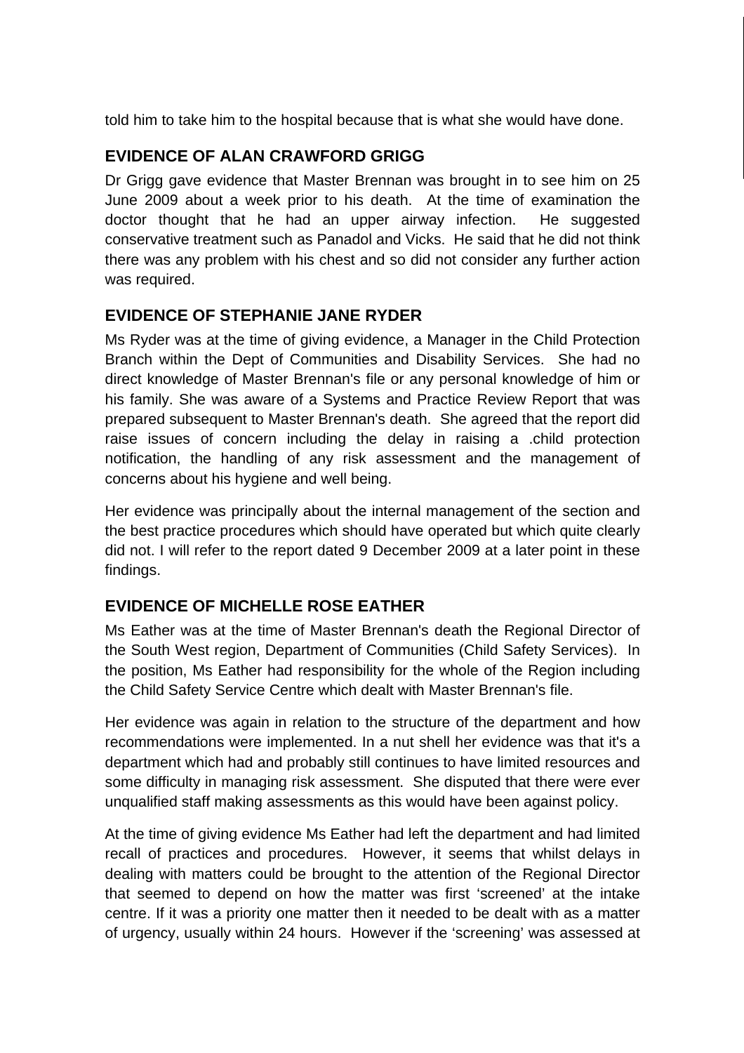told him to take him to the hospital because that is what she would have done.

## EVIDENCE OF ALAN CRAWFORD GRIGG

Dr Grigg gave evidence that Master Brennan was brought in to see him on 25 June 2009 about a week prior to his death. At the time of examination the doctor thought that he had an upper airway infection. He suggested conservative treatment such as Panadol and Vicks. He said that he did not think there was any problem with his chest and so did not consider any further action was required.

## EVIDENCE OF STEPHANIE JANE RYDER

Ms Ryder was at the time of giving evidence, a Manager in the Child Protection Branch within the Dept of Communities and Disability Services. She had no direct knowledge of Master Brennan's file or any personal knowledge of him or his family. She was aware of a Systems and Practice Review Report that was prepared subsequent to Master Brennan's death. She agreed that the report did raise issues of concern including the delay in raising a .child protection notification, the handling of any risk assessment and the management of concerns about his hygiene and well being.

Her evidence was principally about the internal management of the section and the best practice procedures which should have operated but which quite clearly did not. I will refer to the report dated 9 December 2009 at a later point in these findings.

## EVIDENCE OF MICHELLE ROSE EATHER

Ms Eather was at the time of Master Brennan's death the Regional Director of the South West region, Department of Communities (Child Safety Services). In the position, Ms Eather had responsibility for the whole of the Region including the Child Safety Service Centre which dealt with Master Brennan's file.

Her evidence was again in relation to the structure of the department and how recommendations were implemented. In a nut shell her evidence was that it's a department which had and probably still continues to have limited resources and some difficulty in managing risk assessment. She disputed that there were ever unqualified staff making assessments as this would have been against policy.

At the time of giving evidence Ms Eather had left the department and had limited recall of practices and procedures. However, it seems that whilst delays in dealing with matters could be brought to the attention of the Regional Director that seemed to depend on how the matter was first 'screened' at the intake centre. If it was a priority one matter then it needed to be dealt with as a matter of urgency, usually within 24 hours. However if the 'screening' was assessed at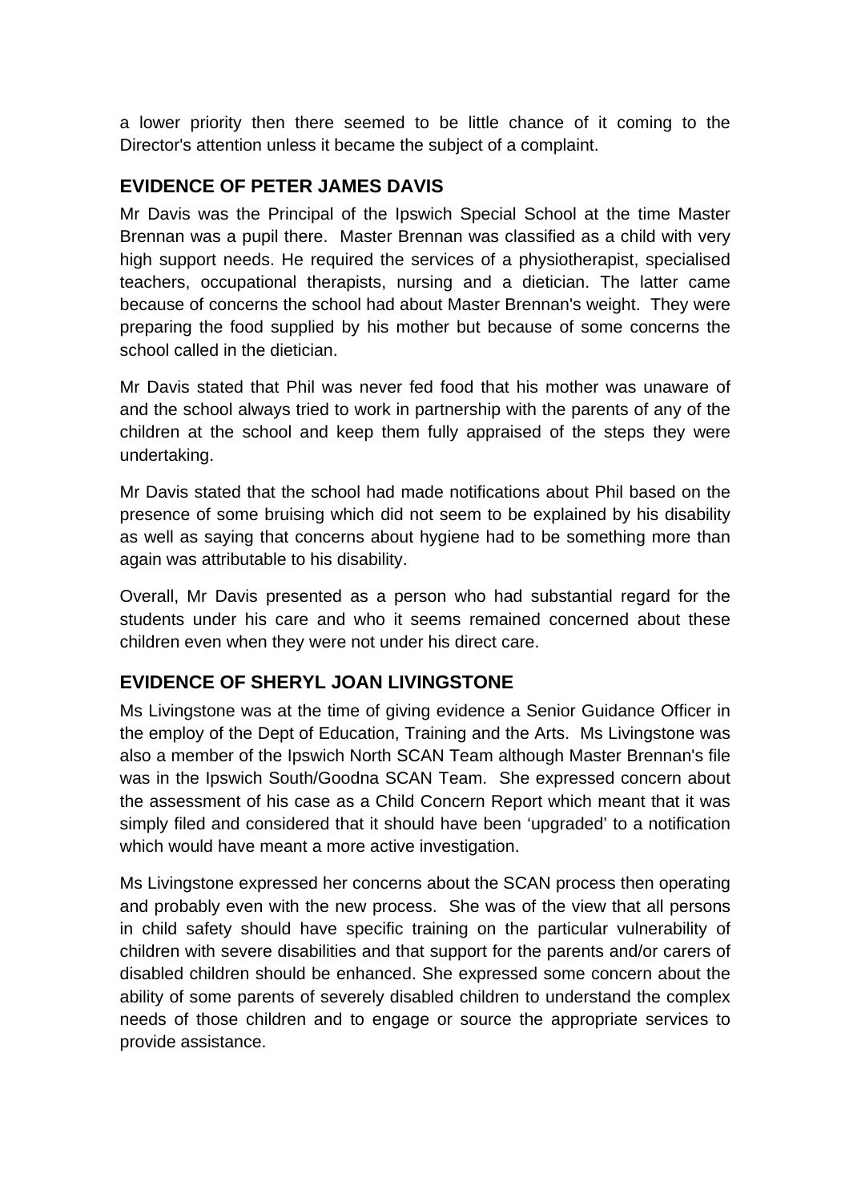a lower priority then there seemed to be little chance of it coming to the Director's attention unless it became the subject of a complaint.

## EVIDENCE OF PETER JAMES DAVIS

Mr Davis was the Principal of the Ipswich Special School at the time Master Brennan was a pupil there. Master Brennan was classified as a child with very high support needs. He required the services of a physiotherapist, specialised teachers, occupational therapists, nursing and a dietician. The latter came because of concerns the school had about Master Brennan's weight. They were preparing the food supplied by his mother but because of some concerns the school called in the dietician.

Mr Davis stated that Phil was never fed food that his mother was unaware of and the school always tried to work in partnership with the parents of any of the children at the school and keep them fully appraised of the steps they were undertaking.

Mr Davis stated that the school had made notifications about Phil based on the presence of some bruising which did not seem to be explained by his disability as well as saying that concerns about hygiene had to be something more than again was attributable to his disability.

Overall, Mr Davis presented as a person who had substantial regard for the students under his care and who it seems remained concerned about these children even when they were not under his direct care.

## EVIDENCE OF SHERYL JOAN LIVINGSTONE

Ms Livingstone was at the time of giving evidence a Senior Guidance Officer in the employ of the Dept of Education, Training and the Arts. Ms Livingstone was also a member of the Ipswich North SCAN Team although Master Brennan's file was in the Ipswich South/Goodna SCAN Team. She expressed concern about the assessment of his case as a Child Concern Report which meant that it was simply filed and considered that it should have been 'upgraded' to a notification which would have meant a more active investigation.

Ms Livingstone expressed her concerns about the SCAN process then operating and probably even with the new process. She was of the view that all persons in child safety should have specific training on the particular vulnerability of children with severe disabilities and that support for the parents and/or carers of disabled children should be enhanced. She expressed some concern about the ability of some parents of severely disabled children to understand the complex needs of those children and to engage or source the appropriate services to provide assistance.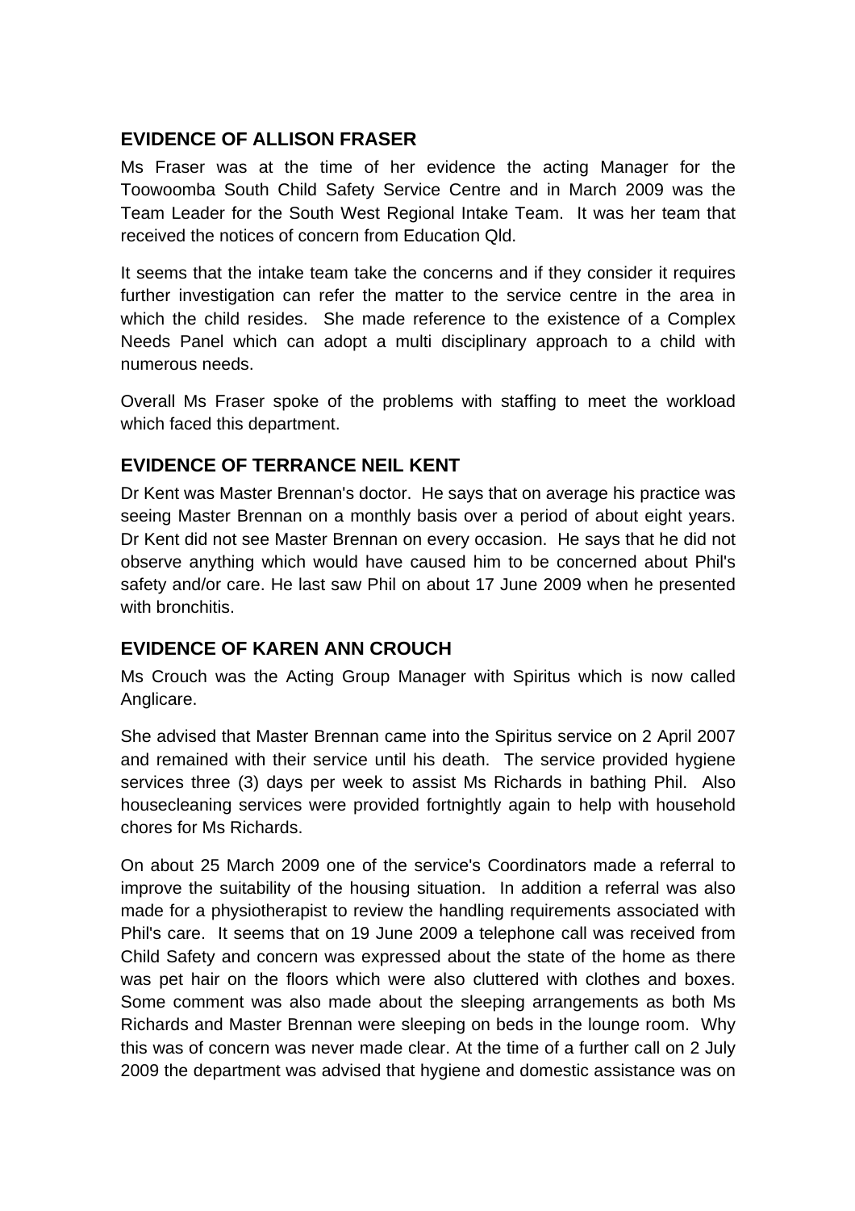## EVIDENCE OF ALLISON FRASER

Ms Fraser was at the time of her evidence the acting Manager for the Toowoomba South Child Safety Service Centre and in March 2009 was the Team Leader for the South West Regional Intake Team. It was her team that received the notices of concern from Education Qld.

It seems that the intake team take the concerns and if they consider it requires further investigation can refer the matter to the service centre in the area in which the child resides. She made reference to the existence of a Complex Needs Panel which can adopt a multi disciplinary approach to a child with numerous needs.

Overall Ms Fraser spoke of the problems with staffing to meet the workload which faced this department.

## EVIDENCE OF TERRANCE NEIL KENT

Dr Kent was Master Brennan's doctor. He says that on average his practice was seeing Master Brennan on a monthly basis over a period of about eight years. Dr Kent did not see Master Brennan on every occasion. He says that he did not observe anything which would have caused him to be concerned about Phil's safety and/or care. He last saw Phil on about 17 June 2009 when he presented with bronchitis.

## EVIDENCE OF KAREN ANN CROUCH

Ms Crouch was the Acting Group Manager with Spiritus which is now called Anglicare.

She advised that Master Brennan came into the Spiritus service on 2 April 2007 and remained with their service until his death. The service provided hygiene services three (3) days per week to assist Ms Richards in bathing Phil. Also housecleaning services were provided fortnightly again to help with household chores for Ms Richards.

On about 25 March 2009 one of the service's Coordinators made a referral to improve the suitability of the housing situation. In addition a referral was also made for a physiotherapist to review the handling requirements associated with Phil's care. It seems that on 19 June 2009 a telephone call was received from Child Safety and concern was expressed about the state of the home as there was pet hair on the floors which were also cluttered with clothes and boxes. Some comment was also made about the sleeping arrangements as both Ms Richards and Master Brennan were sleeping on beds in the lounge room. Why this was of concern was never made clear. At the time of a further call on 2 July 2009 the department was advised that hygiene and domestic assistance was on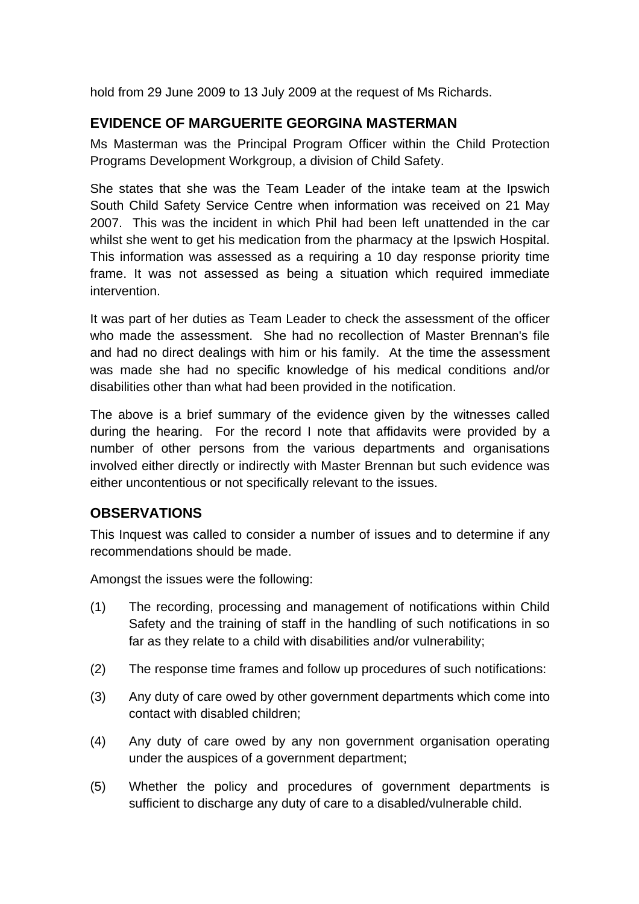hold from 29 June 2009 to 13 July 2009 at the request of Ms Richards.

## EVIDENCE OF MARGUERITE GEORGINA MASTERMAN

Ms Masterman was the Principal Program Officer within the Child Protection Programs Development Workgroup, a division of Child Safety.

She states that she was the Team Leader of the intake team at the Ipswich South Child Safety Service Centre when information was received on 21 May 2007. This was the incident in which Phil had been left unattended in the car whilst she went to get his medication from the pharmacy at the Ipswich Hospital. This information was assessed as a requiring a 10 day response priority time frame. It was not assessed as being a situation which required immediate intervention.

It was part of her duties as Team Leader to check the assessment of the officer who made the assessment. She had no recollection of Master Brennan's file and had no direct dealings with him or his family. At the time the assessment was made she had no specific knowledge of his medical conditions and/or disabilities other than what had been provided in the notification.

The above is a brief summary of the evidence given by the witnesses called during the hearing. For the record I note that affidavits were provided by a number of other persons from the various departments and organisations involved either directly or indirectly with Master Brennan but such evidence was either uncontentious or not specifically relevant to the issues.

## OBSERVATIONS

This Inquest was called to consider a number of issues and to determine if any recommendations should be made.

Amongst the issues were the following:

(1) The recording, processing and management of notifications within Child Safety and the training of staff in the handling of such notifications in so far as they relate to a child with disabilities and/or vulnerability;

(2) The response time frames and follow up procedures of such notifications:

(3) Any duty of care owed by other government departments which come into contact with disabled children;

(4) Any duty of care owed by any non government organisation operating under the auspices of a government department;

(5) Whether the policy and procedures of government departments is sufficient to discharge any duty of care to a disabled/vulnerable child.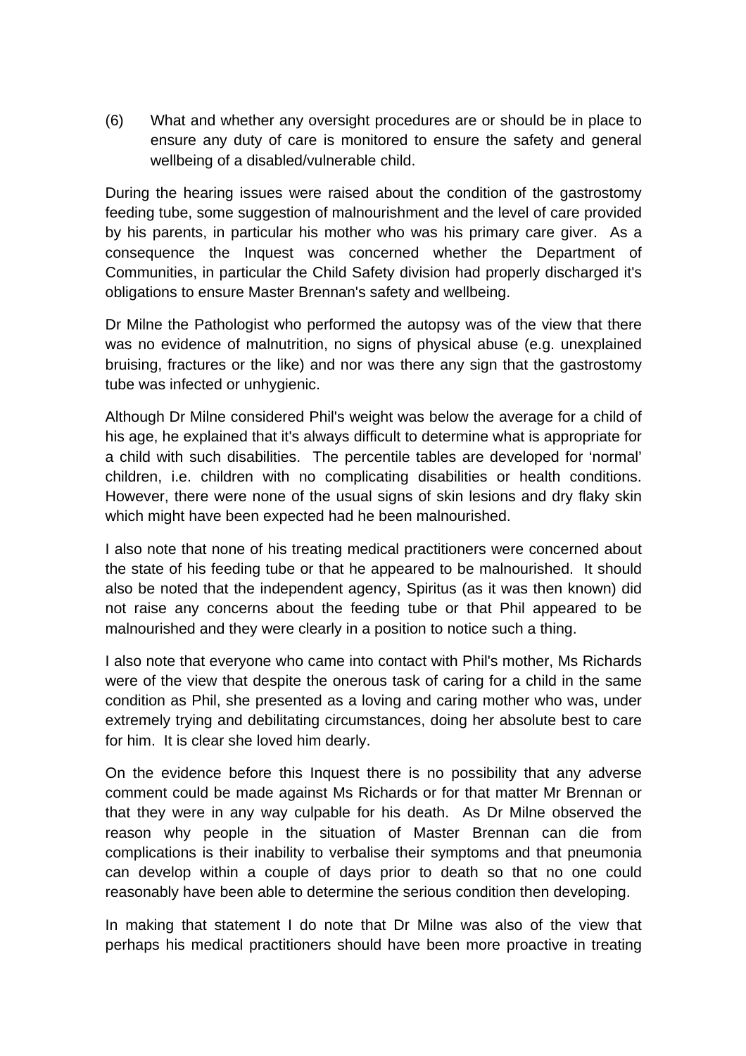(6) What and whether any oversight procedures are or should be in place to ensure any duty of care is monitored to ensure the safety and general wellbeing of a disabled/vulnerable child.

During the hearing issues were raised about the condition of the gastrostomy feeding tube, some suggestion of malnourishment and the level of care provided by his parents, in particular his mother who was his primary care giver. As a consequence the Inquest was concerned whether the Department of Communities, in particular the Child Safety division had properly discharged it's obligations to ensure Master Brennan's safety and wellbeing.

Dr Milne the Pathologist who performed the autopsy was of the view that there was no evidence of malnutrition, no signs of physical abuse (e.g. unexplained bruising, fractures or the like) and nor was there any sign that the gastrostomy tube was infected or unhygienic.

Although Dr Milne considered Phil's weight was below the average for a child of his age, he explained that it's always difficult to determine what is appropriate for a child with such disabilities. The percentile tables are developed for 'normal' children, i.e. children with no complicating disabilities or health conditions. However, there were none of the usual signs of skin lesions and dry flaky skin which might have been expected had he been malnourished.

I also note that none of his treating medical practitioners were concerned about the state of his feeding tube or that he appeared to be malnourished. It should also be noted that the independent agency, Spiritus (as it was then known) did not raise any concerns about the feeding tube or that Phil appeared to be malnourished and they were clearly in a position to notice such a thing.

I also note that everyone who came into contact with Phil's mother, Ms Richards were of the view that despite the onerous task of caring for a child in the same condition as Phil, she presented as a loving and caring mother who was, under extremely trying and debilitating circumstances, doing her absolute best to care for him. It is clear she loved him dearly.

On the evidence before this Inquest there is no possibility that any adverse comment could be made against Ms Richards or for that matter Mr Brennan or that they were in any way culpable for his death. As Dr Milne observed the reason why people in the situation of Master Brennan can die from complications is their inability to verbalise their symptoms and that pneumonia can develop within a couple of days prior to death so that no one could reasonably have been able to determine the serious condition then developing.

In making that statement I do note that Dr Milne was also of the view that perhaps his medical practitioners should have been more proactive in treating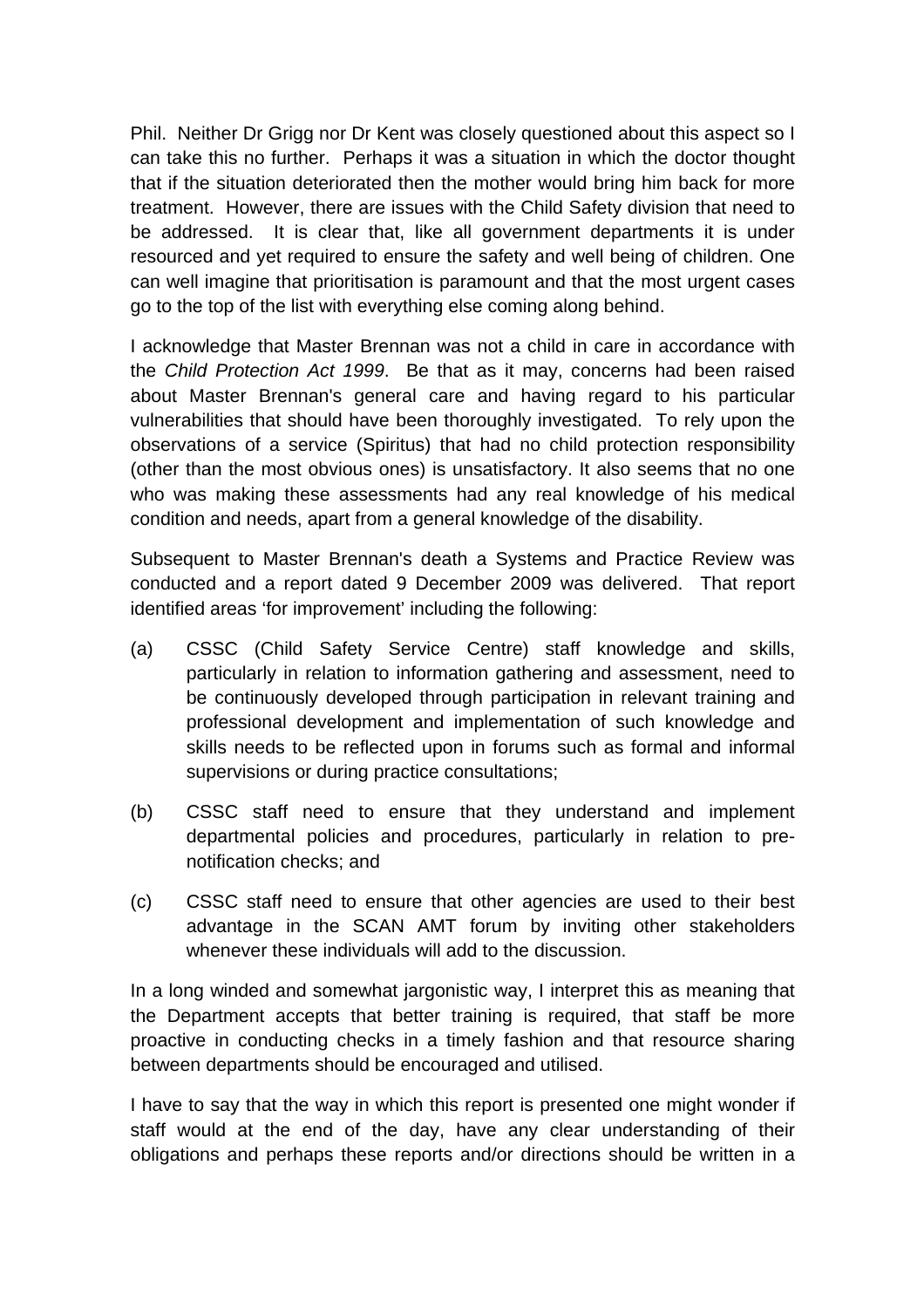Phil. Neither Dr Grigg nor Dr Kent was closely questioned about this aspect so I can take this no further. Perhaps it was a situation in which the doctor thought that if the situation deteriorated then the mother would bring him back for more treatment. However, there are issues with the Child Safety division that need to be addressed. It is clear that, like all government departments it is under resourced and yet required to ensure the safety and well being of children. One can well imagine that prioritisation is paramount and that the most urgent cases go to the top of the list with everything else coming along behind.

I acknowledge that Master Brennan was not a child in care in accordance with the *Child Protection Act 1999*. Be that as it may, concerns had been raised about Master Brennan's general care and having regard to his particular vulnerabilities that should have been thoroughly investigated. To rely upon the observations of a service (Spiritus) that had no child protection responsibility (other than the most obvious ones) is unsatisfactory. It also seems that no one who was making these assessments had any real knowledge of his medical condition and needs, apart from a general knowledge of the disability.

Subsequent to Master Brennan's death a Systems and Practice Review was conducted and a report dated 9 December 2009 was delivered. That report identified areas 'for improvement' including the following:

(a) CSSC (Child Safety Service Centre) staff knowledge and skills, particularly in relation to information gathering and assessment, need to be continuously developed through participation in relevant training and professional development and implementation of such knowledge and skills needs to be reflected upon in forums such as formal and informal supervisions or during practice consultations;

(b) CSSC staff need to ensure that they understand and implement departmental policies and procedures, particularly in relation to pre-notification checks; and

(c) CSSC staff need to ensure that other agencies are used to their best advantage in the SCAN AMT forum by inviting other stakeholders whenever these individuals will add to the discussion.

In a long winded and somewhat jargonistic way, I interpret this as meaning that the Department accepts that better training is required, that staff be more proactive in conducting checks in a timely fashion and that resource sharing between departments should be encouraged and utilised.

I have to say that the way in which this report is presented one might wonder if staff would at the end of the day, have any clear understanding of their obligations and perhaps these reports and/or directions should be written in a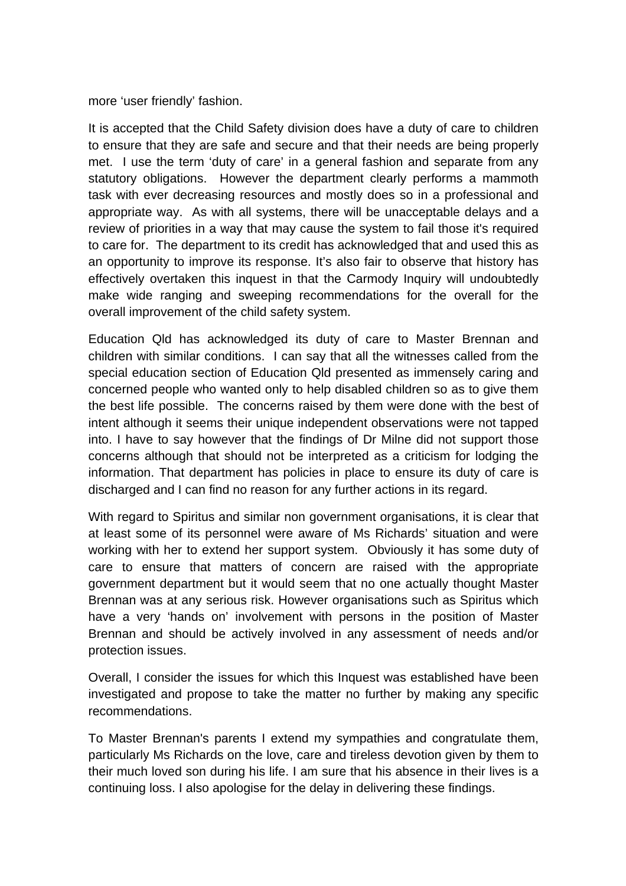more ‘user friendly’ fashion.

It is accepted that the Child Safety division does have a duty of care to children to ensure that they are safe and secure and that their needs are being properly met. I use the term ‘duty of care’ in a general fashion and separate from any statutory obligations. However the department clearly performs a mammoth task with ever decreasing resources and mostly does so in a professional and appropriate way. As with all systems, there will be unacceptable delays and a review of priorities in a way that may cause the system to fail those it's required to care for. The department to its credit has acknowledged that and used this as an opportunity to improve its response. It’s also fair to observe that history has effectively overtaken this inquest in that the Carmody Inquiry will undoubtedly make wide ranging and sweeping recommendations for the overall for the overall improvement of the child safety system.

Education Qld has acknowledged its duty of care to Master Brennan and children with similar conditions. I can say that all the witnesses called from the special education section of Education Qld presented as immensely caring and concerned people who wanted only to help disabled children so as to give them the best life possible. The concerns raised by them were done with the best of intent although it seems their unique independent observations were not tapped into. I have to say however that the findings of Dr Milne did not support those concerns although that should not be interpreted as a criticism for lodging the information. That department has policies in place to ensure its duty of care is discharged and I can find no reason for any further actions in its regard.

With regard to Spiritus and similar non government organisations, it is clear that at least some of its personnel were aware of Ms Richards’ situation and were working with her to extend her support system. Obviously it has some duty of care to ensure that matters of concern are raised with the appropriate government department but it would seem that no one actually thought Master Brennan was at any serious risk. However organisations such as Spiritus which have a very ‘hands on’ involvement with persons in the position of Master Brennan and should be actively involved in any assessment of needs and/or protection issues.

Overall, I consider the issues for which this Inquest was established have been investigated and propose to take the matter no further by making any specific recommendations.

To Master Brennan's parents I extend my sympathies and congratulate them, particularly Ms Richards on the love, care and tireless devotion given by them to their much loved son during his life. I am sure that his absence in their lives is a continuing loss. I also apologise for the delay in delivering these findings.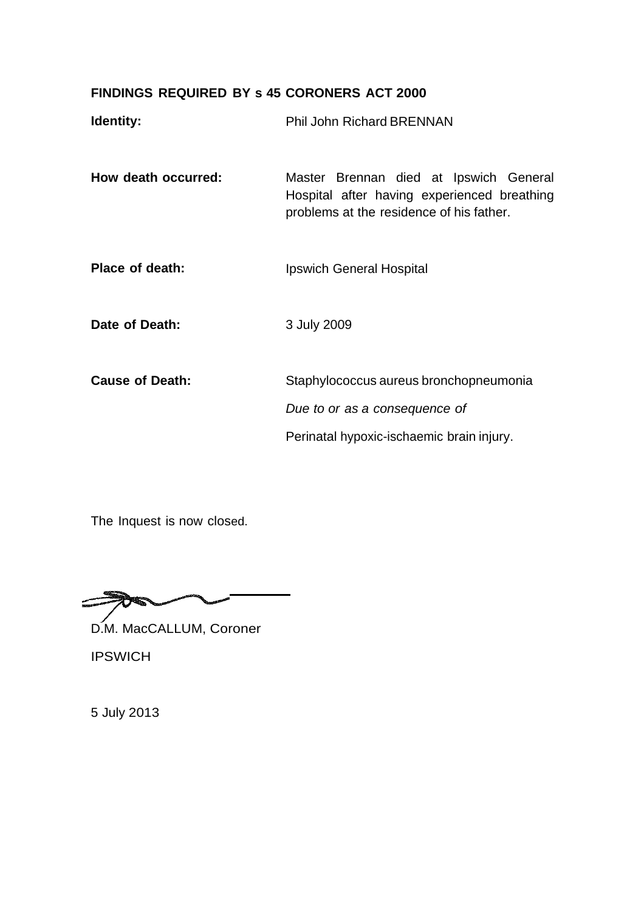**FINDINGS REQUIRED BY s 45 CORONERS ACT 2000**

| | |
|---|---|
| **Identity:** | Phil John Richard BRENNAN |
| **How death occurred:** | Master Brennan died at Ipswich General Hospital after having experienced breathing problems at the residence of his father. |
| **Place of death:** | Ipswich General Hospital |
| **Date of Death:** | 3 July 2009 |
| **Cause of Death:** | Staphylococcus aureus bronchopneumonia<br>*Due to or as a consequence of*<br>Perinatal hypoxic-ischaemic brain injury. |

The Inquest is now closed.

D.M. MacCALLUM, Coroner

IPSWICH

5 July 2013